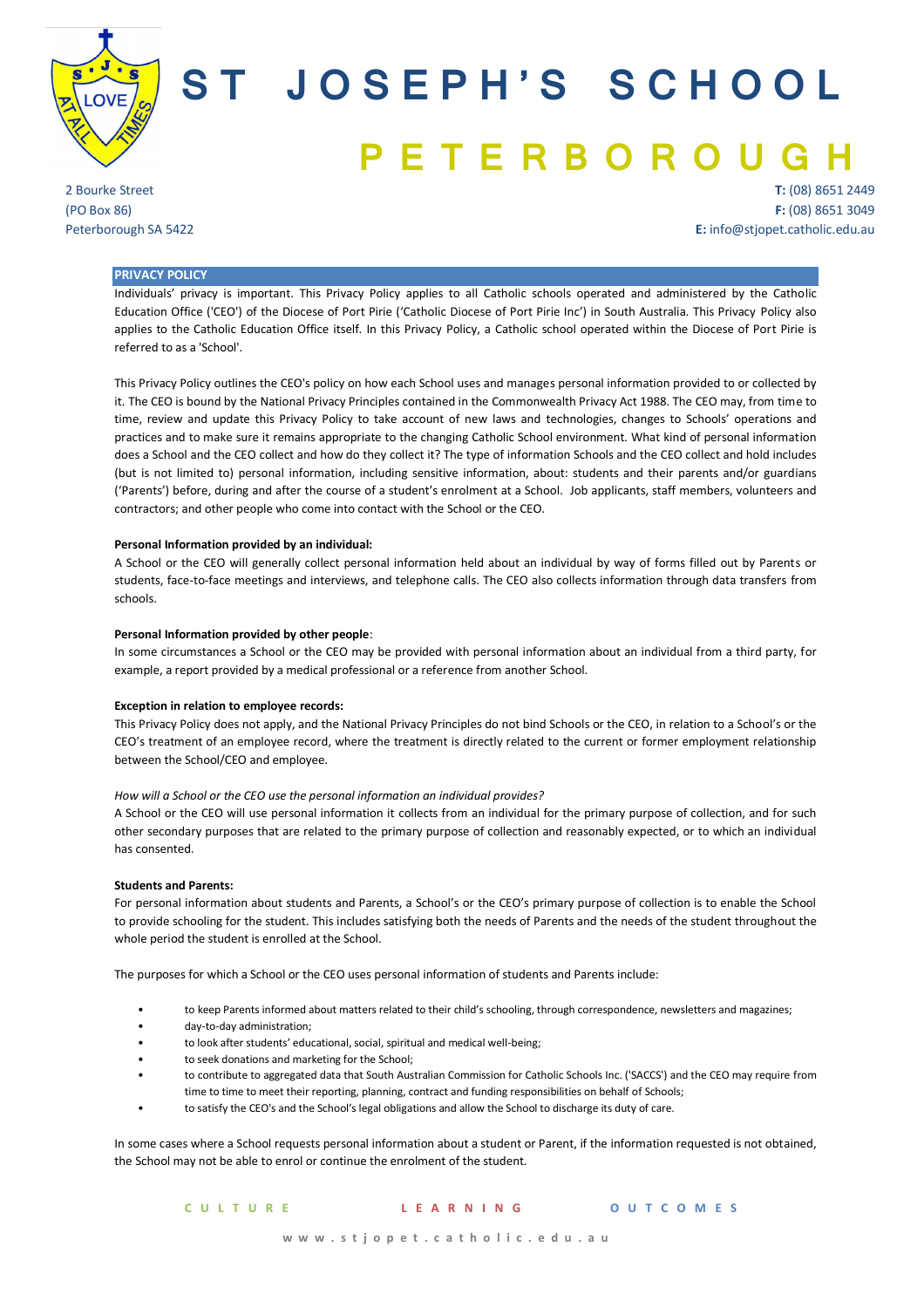# ST JOSEPH'S SCHOOL PETERBOROUGH

2 Bourke Street
(PO Box 86)
Peterborough SA 5422

**T:** (08) 8651 2449
**F:** (08) 8651 3049
**E:** info@stjopet.catholic.edu.au

## PRIVACY POLICY

Individuals' privacy is important. This Privacy Policy applies to all Catholic schools operated and administered by the Catholic Education Office ('CEO') of the Diocese of Port Pirie ('Catholic Diocese of Port Pirie Inc') in South Australia. This Privacy Policy also applies to the Catholic Education Office itself. In this Privacy Policy, a Catholic school operated within the Diocese of Port Pirie is referred to as a 'School'.

This Privacy Policy outlines the CEO's policy on how each School uses and manages personal information provided to or collected by it. The CEO is bound by the National Privacy Principles contained in the Commonwealth Privacy Act 1988. The CEO may, from time to time, review and update this Privacy Policy to take account of new laws and technologies, changes to Schools' operations and practices and to make sure it remains appropriate to the changing Catholic School environment. What kind of personal information does a School and the CEO collect and how do they collect it? The type of information Schools and the CEO collect and hold includes (but is not limited to) personal information, including sensitive information, about: students and their parents and/or guardians ('Parents') before, during and after the course of a student's enrolment at a School. Job applicants, staff members, volunteers and contractors; and other people who come into contact with the School or the CEO.

**Personal Information provided by an individual:**
A School or the CEO will generally collect personal information held about an individual by way of forms filled out by Parents or students, face-to-face meetings and interviews, and telephone calls. The CEO also collects information through data transfers from schools.

**Personal Information provided by other people**:
In some circumstances a School or the CEO may be provided with personal information about an individual from a third party, for example, a report provided by a medical professional or a reference from another School.

**Exception in relation to employee records:**
This Privacy Policy does not apply, and the National Privacy Principles do not bind Schools or the CEO, in relation to a School's or the CEO's treatment of an employee record, where the treatment is directly related to the current or former employment relationship between the School/CEO and employee.

*How will a School or the CEO use the personal information an individual provides?*
A School or the CEO will use personal information it collects from an individual for the primary purpose of collection, and for such other secondary purposes that are related to the primary purpose of collection and reasonably expected, or to which an individual has consented.

**Students and Parents:**
For personal information about students and Parents, a School's or the CEO's primary purpose of collection is to enable the School to provide schooling for the student. This includes satisfying both the needs of Parents and the needs of the student throughout the whole period the student is enrolled at the School.

The purposes for which a School or the CEO uses personal information of students and Parents include:

- to keep Parents informed about matters related to their child's schooling, through correspondence, newsletters and magazines;
- day-to-day administration;
- to look after students' educational, social, spiritual and medical well-being;
- to seek donations and marketing for the School;
- to contribute to aggregated data that South Australian Commission for Catholic Schools Inc. ('SACCS') and the CEO may require from time to time to meet their reporting, planning, contract and funding responsibilities on behalf of Schools;
- to satisfy the CEO's and the School's legal obligations and allow the School to discharge its duty of care.

In some cases where a School requests personal information about a student or Parent, if the information requested is not obtained, the School may not be able to enrol or continue the enrolment of the student.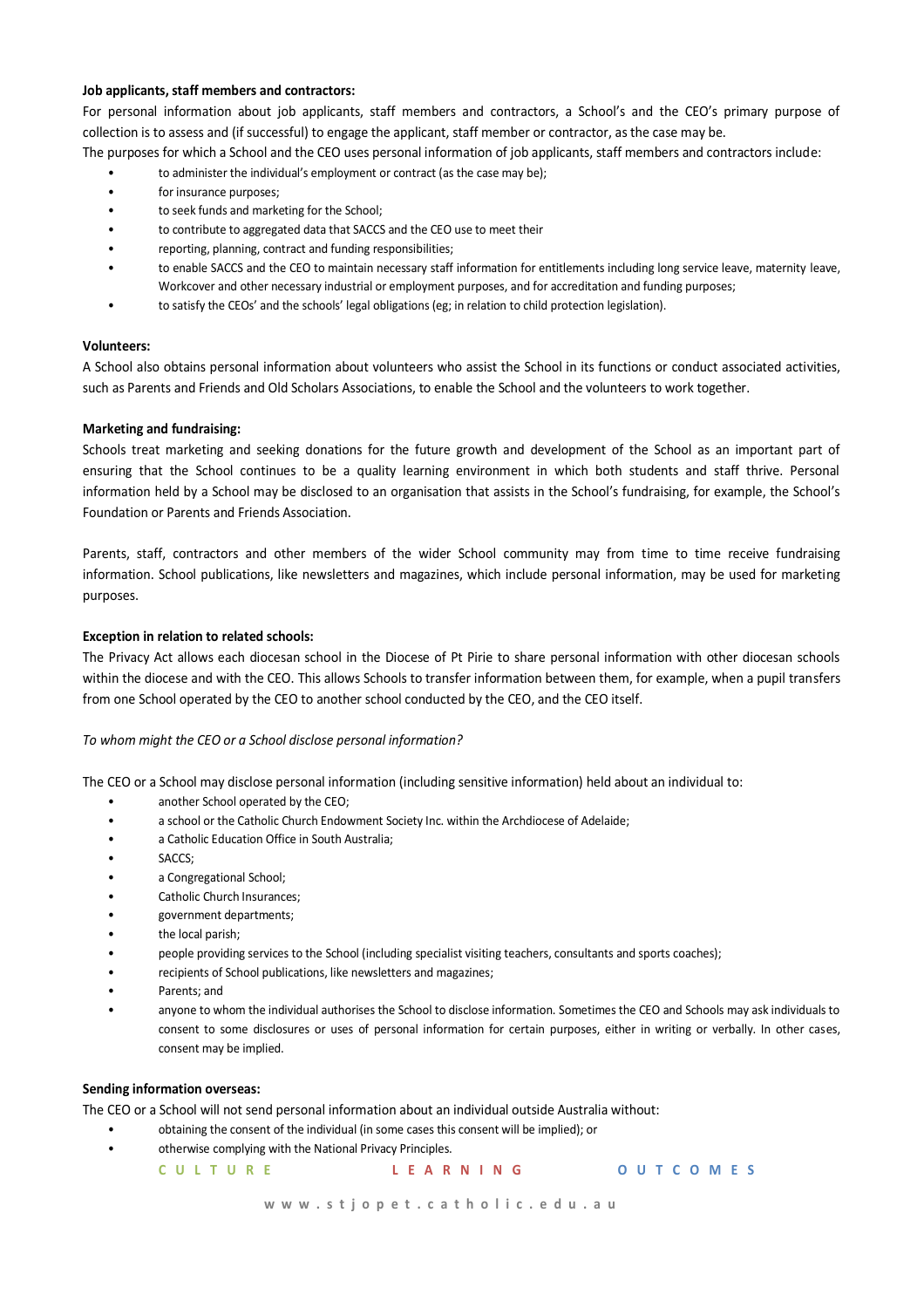**Job applicants, staff members and contractors:**

For personal information about job applicants, staff members and contractors, a School's and the CEO's primary purpose of collection is to assess and (if successful) to engage the applicant, staff member or contractor, as the case may be.

The purposes for which a School and the CEO uses personal information of job applicants, staff members and contractors include:

- to administer the individual's employment or contract (as the case may be);
- for insurance purposes;
- to seek funds and marketing for the School;
- to contribute to aggregated data that SACCS and the CEO use to meet their
- reporting, planning, contract and funding responsibilities;
- to enable SACCS and the CEO to maintain necessary staff information for entitlements including long service leave, maternity leave, Workcover and other necessary industrial or employment purposes, and for accreditation and funding purposes;
- to satisfy the CEOs' and the schools' legal obligations (eg; in relation to child protection legislation).

**Volunteers:**

A School also obtains personal information about volunteers who assist the School in its functions or conduct associated activities, such as Parents and Friends and Old Scholars Associations, to enable the School and the volunteers to work together.

**Marketing and fundraising:**

Schools treat marketing and seeking donations for the future growth and development of the School as an important part of ensuring that the School continues to be a quality learning environment in which both students and staff thrive. Personal information held by a School may be disclosed to an organisation that assists in the School's fundraising, for example, the School's Foundation or Parents and Friends Association.

Parents, staff, contractors and other members of the wider School community may from time to time receive fundraising information. School publications, like newsletters and magazines, which include personal information, may be used for marketing purposes.

**Exception in relation to related schools:**

The Privacy Act allows each diocesan school in the Diocese of Pt Pirie to share personal information with other diocesan schools within the diocese and with the CEO. This allows Schools to transfer information between them, for example, when a pupil transfers from one School operated by the CEO to another school conducted by the CEO, and the CEO itself.

*To whom might the CEO or a School disclose personal information?*

The CEO or a School may disclose personal information (including sensitive information) held about an individual to:

- another School operated by the CEO;
- a school or the Catholic Church Endowment Society Inc. within the Archdiocese of Adelaide;
- a Catholic Education Office in South Australia;
- SACCS;
- a Congregational School;
- Catholic Church Insurances;
- government departments;
- the local parish;
- people providing services to the School (including specialist visiting teachers, consultants and sports coaches);
- recipients of School publications, like newsletters and magazines;
- Parents; and
- anyone to whom the individual authorises the School to disclose information. Sometimes the CEO and Schools may ask individuals to consent to some disclosures or uses of personal information for certain purposes, either in writing or verbally. In other cases, consent may be implied.

**Sending information overseas:**

The CEO or a School will not send personal information about an individual outside Australia without:

- obtaining the consent of the individual (in some cases this consent will be implied); or
- otherwise complying with the National Privacy Principles.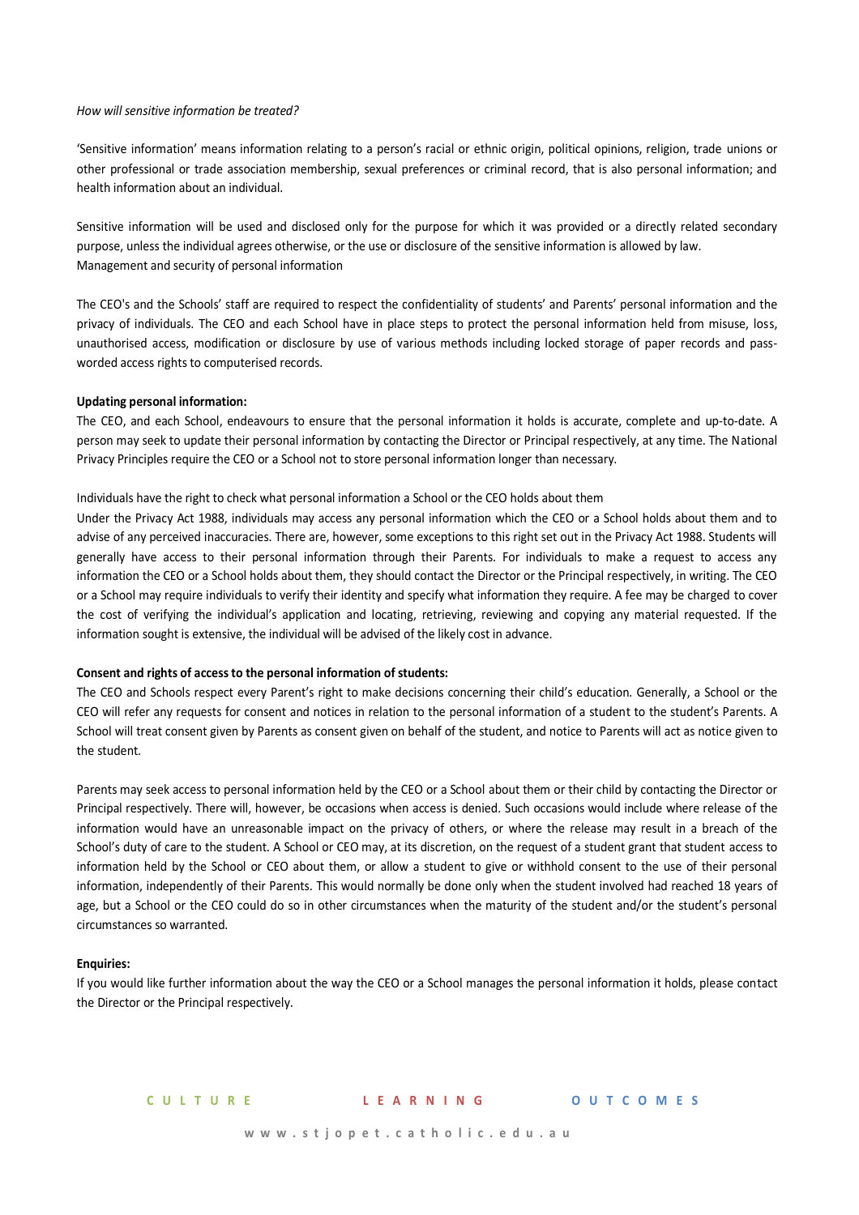*How will sensitive information be treated?*

'Sensitive information' means information relating to a person's racial or ethnic origin, political opinions, religion, trade unions or other professional or trade association membership, sexual preferences or criminal record, that is also personal information; and health information about an individual.

Sensitive information will be used and disclosed only for the purpose for which it was provided or a directly related secondary purpose, unless the individual agrees otherwise, or the use or disclosure of the sensitive information is allowed by law.
Management and security of personal information

The CEO's and the Schools' staff are required to respect the confidentiality of students' and Parents' personal information and the privacy of individuals. The CEO and each School have in place steps to protect the personal information held from misuse, loss, unauthorised access, modification or disclosure by use of various methods including locked storage of paper records and pass-worded access rights to computerised records.

**Updating personal information:**
The CEO, and each School, endeavours to ensure that the personal information it holds is accurate, complete and up-to-date. A person may seek to update their personal information by contacting the Director or Principal respectively, at any time. The National Privacy Principles require the CEO or a School not to store personal information longer than necessary.

Individuals have the right to check what personal information a School or the CEO holds about them
Under the Privacy Act 1988, individuals may access any personal information which the CEO or a School holds about them and to advise of any perceived inaccuracies. There are, however, some exceptions to this right set out in the Privacy Act 1988. Students will generally have access to their personal information through their Parents. For individuals to make a request to access any information the CEO or a School holds about them, they should contact the Director or the Principal respectively, in writing. The CEO or a School may require individuals to verify their identity and specify what information they require. A fee may be charged to cover the cost of verifying the individual's application and locating, retrieving, reviewing and copying any material requested. If the information sought is extensive, the individual will be advised of the likely cost in advance.

**Consent and rights of access to the personal information of students:**
The CEO and Schools respect every Parent's right to make decisions concerning their child's education. Generally, a School or the CEO will refer any requests for consent and notices in relation to the personal information of a student to the student's Parents. A School will treat consent given by Parents as consent given on behalf of the student, and notice to Parents will act as notice given to the student.

Parents may seek access to personal information held by the CEO or a School about them or their child by contacting the Director or Principal respectively. There will, however, be occasions when access is denied. Such occasions would include where release of the information would have an unreasonable impact on the privacy of others, or where the release may result in a breach of the School's duty of care to the student. A School or CEO may, at its discretion, on the request of a student grant that student access to information held by the School or CEO about them, or allow a student to give or withhold consent to the use of their personal information, independently of their Parents. This would normally be done only when the student involved had reached 18 years of age, but a School or the CEO could do so in other circumstances when the maturity of the student and/or the student's personal circumstances so warranted.

**Enquiries:**
If you would like further information about the way the CEO or a School manages the personal information it holds, please contact the Director or the Principal respectively.